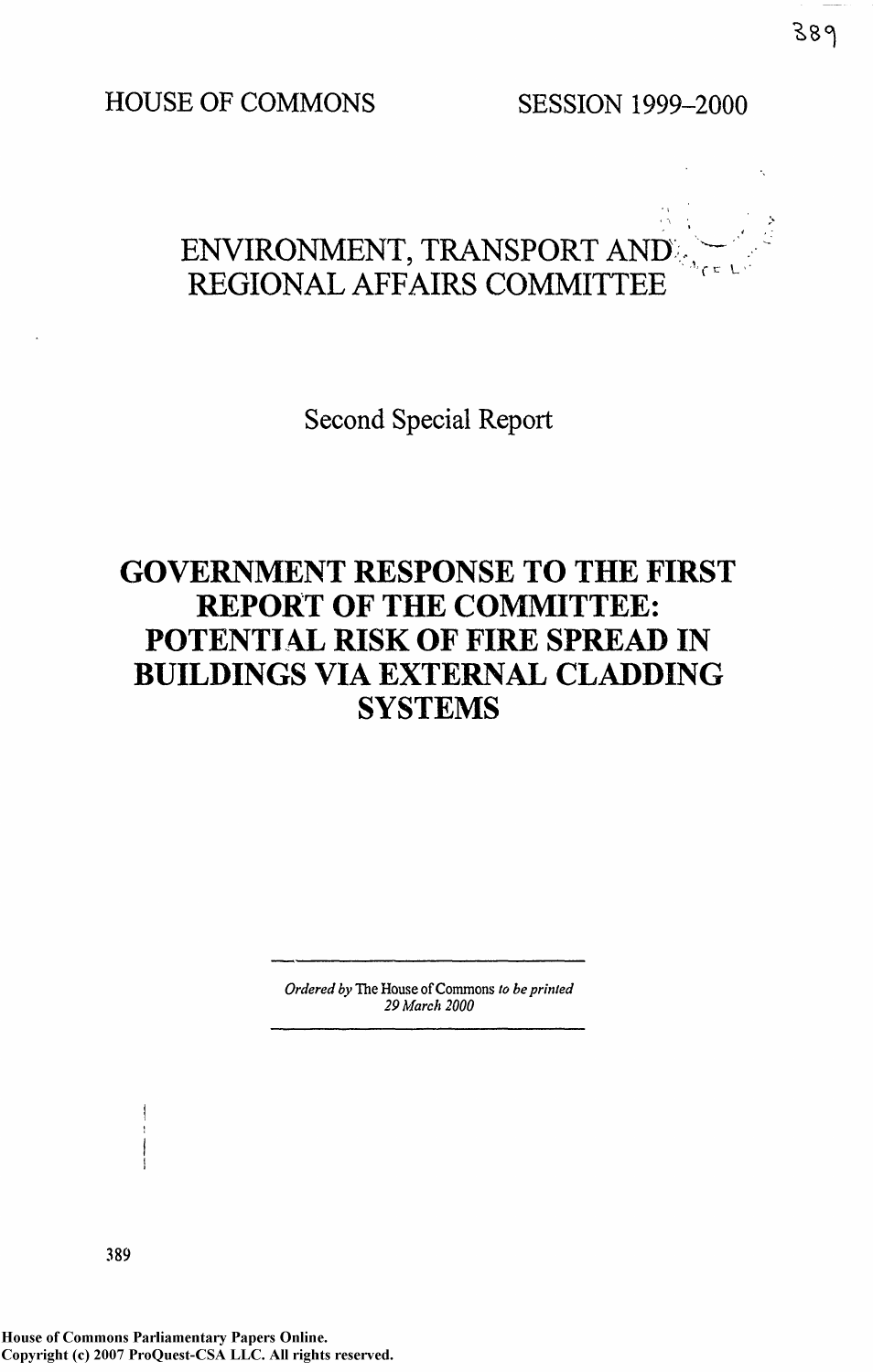HOUSE OF COMMONS

SESSION 1999–2000

# ENVIRONMENT, TRANSPORT AND REGIONAL AFFAIRS COMMITTEE

## Second Special Report

# GOVERNMENT RESPONSE TO THE FIRST REPORT OF THE COMMITTEE: POTENTIAL RISK OF FIRE SPREAD IN BUILDINGS VIA EXTERNAL CLADDING SYSTEMS

*Ordered by* The House of Commons *to be printed* *29 March 2000*

389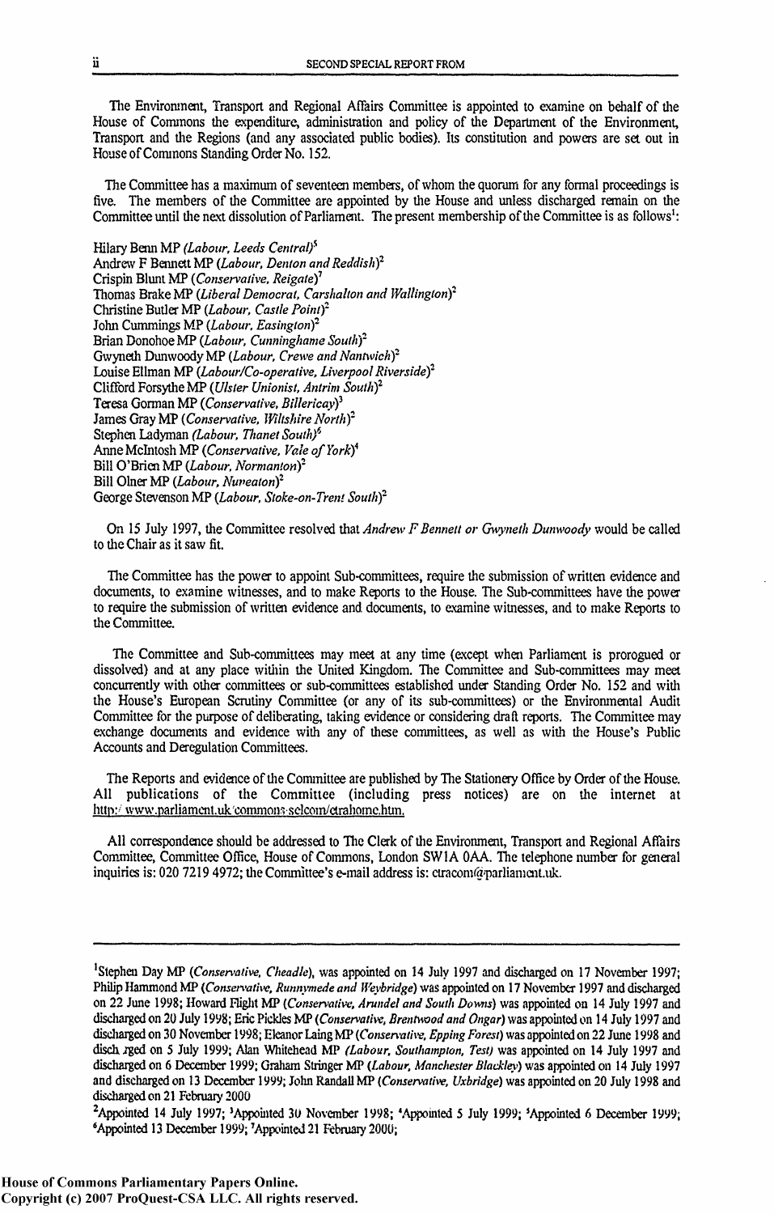The Environment, Transport and Regional Affairs Committee is appointed to examine on behalf of the House of Commons the expenditure, administration and policy of the Department of the Environment, Transport and the Regions (and any associated public bodies). Its constitution and powers are set out in House of Commons Standing Order No. 152.

The Committee has a maximum of seventeen members, of whom the quorum for any formal proceedings is five. The members of the Committee are appointed by the House and unless discharged remain on the Committee until the next dissolution of Parliament. The present membership of the Committee is as follows[1]:

Hilary Benn MP *(Labour, Leeds Central)*[5]
Andrew F Bennett MP *(Labour, Denton and Reddish)*[2]
Crispin Blunt MP *(Conservative, Reigate)*[7]
Thomas Brake MP *(Liberal Democrat, Carshalton and Wallington)*[2]
Christine Butler MP *(Labour, Castle Point)*[2]
John Cummings MP *(Labour, Easington)*[2]
Brian Donohoe MP *(Labour, Cunninghame South)*[2]
Gwyneth Dunwoody MP *(Labour, Crewe and Nantwich)*[2]
Louise Ellman MP *(Labour/Co-operative, Liverpool Riverside)*[2]
Clifford Forsythe MP *(Ulster Unionist, Antrim South)*[2]
Teresa Gorman MP *(Conservative, Billericay)*[3]
James Gray MP *(Conservative, Wiltshire North)*[2]
Stephen Ladyman *(Labour, Thanet South)*[6]
Anne McIntosh MP *(Conservative, Vale of York)*[4]
Bill O'Brien MP *(Labour, Normanton)*[2]
Bill Olner MP *(Labour, Nuneaton)*[2]
George Stevenson MP *(Labour, Stoke-on-Trent South)*[2]

On 15 July 1997, the Committee resolved that *Andrew F Bennett or Gwyneth Dunwoody* would be called to the Chair as it saw fit.

The Committee has the power to appoint Sub-committees, require the submission of written evidence and documents, to examine witnesses, and to make Reports to the House. The Sub-committees have the power to require the submission of written evidence and documents, to examine witnesses, and to make Reports to the Committee.

The Committee and Sub-committees may meet at any time (except when Parliament is prorogued or dissolved) and at any place within the United Kingdom. The Committee and Sub-committees may meet concurrently with other committees or sub-committees established under Standing Order No. 152 and with the House's European Scrutiny Committee (or any of its sub-committees) or the Environmental Audit Committee for the purpose of deliberating, taking evidence or considering draft reports. The Committee may exchange documents and evidence with any of these committees, as well as with the House's Public Accounts and Deregulation Committees.

The Reports and evidence of the Committee are published by The Stationery Office by Order of the House. All publications of the Committee (including press notices) are on the internet at http://www.parliament.uk/commons/selcom/etrahome.htm.

All correspondence should be addressed to The Clerk of the Environment, Transport and Regional Affairs Committee, Committee Office, House of Commons, London SW1A 0AA. The telephone number for general inquiries is: 020 7219 4972; the Committee's e-mail address is: etracom@parliament.uk.

---

[1]Stephen Day MP (*Conservative, Cheadle*), was appointed on 14 July 1997 and discharged on 17 November 1997; Philip Hammond MP (*Conservative, Runnymede and Weybridge*) was appointed on 17 November 1997 and discharged on 22 June 1998; Howard Flight MP (*Conservative, Arundel and South Downs*) was appointed on 14 July 1997 and discharged on 20 July 1998; Eric Pickles MP (*Conservative, Brentwood and Ongar*) was appointed on 14 July 1997 and discharged on 30 November 1998; Eleanor Laing MP (*Conservative, Epping Forest*) was appointed on 22 June 1998 and discharged on 5 July 1999; Alan Whitehead MP *(Labour, Southampton, Test)* was appointed on 14 July 1997 and discharged on 6 December 1999; Graham Stringer MP *(Labour, Manchester Blackley)* was appointed on 14 July 1997 and discharged on 13 December 1999; John Randall MP (*Conservative, Uxbridge*) was appointed on 20 July 1998 and discharged on 21 February 2000

[2]Appointed 14 July 1997; [3]Appointed 30 November 1998; [4]Appointed 5 July 1999; [5]Appointed 6 December 1999; [6]Appointed 13 December 1999; [7]Appointed 21 February 2000;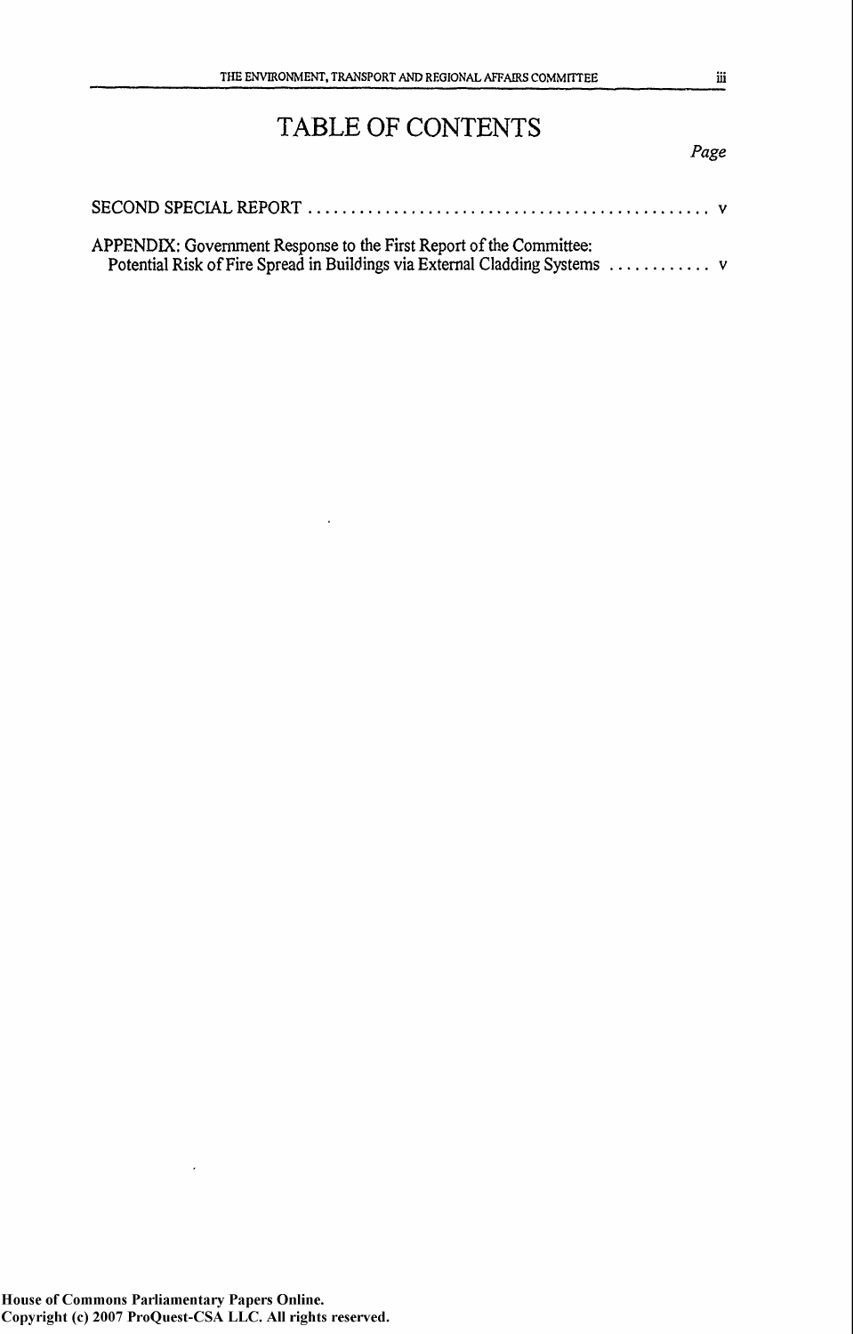# TABLE OF CONTENTS

| | *Page* |
|---|---|
| SECOND SPECIAL REPORT | v |
| APPENDIX: Government Response to the First Report of the Committee: Potential Risk of Fire Spread in Buildings via External Cladding Systems | v |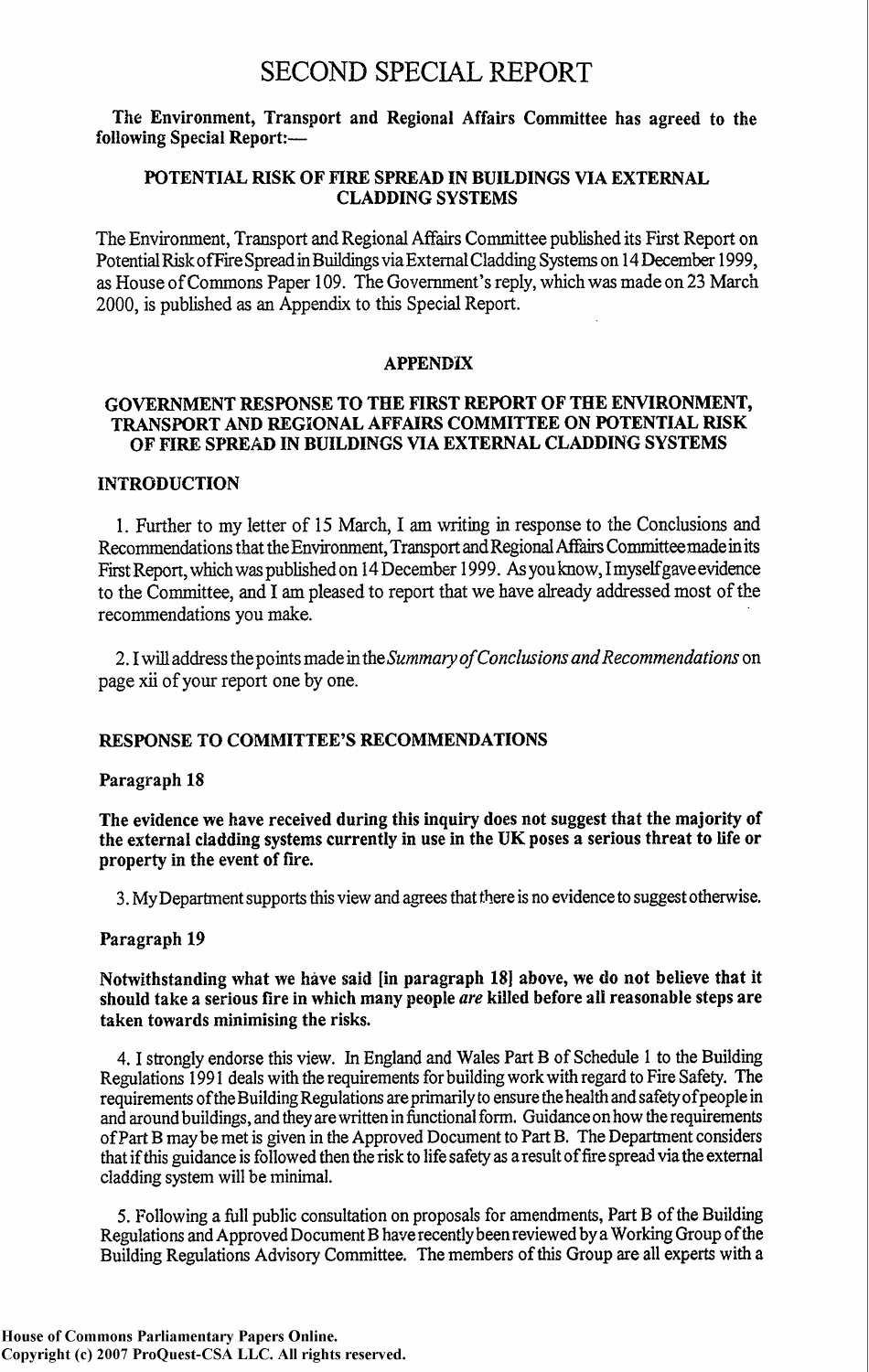# SECOND SPECIAL REPORT

**The Environment, Transport and Regional Affairs Committee has agreed to the following Special Report:—**

## POTENTIAL RISK OF FIRE SPREAD IN BUILDINGS VIA EXTERNAL CLADDING SYSTEMS

The Environment, Transport and Regional Affairs Committee published its First Report on Potential Risk of Fire Spread in Buildings via External Cladding Systems on 14 December 1999, as House of Commons Paper 109. The Government's reply, which was made on 23 March 2000, is published as an Appendix to this Special Report.

## APPENDIX

## GOVERNMENT RESPONSE TO THE FIRST REPORT OF THE ENVIRONMENT, TRANSPORT AND REGIONAL AFFAIRS COMMITTEE ON POTENTIAL RISK OF FIRE SPREAD IN BUILDINGS VIA EXTERNAL CLADDING SYSTEMS

### INTRODUCTION

1. Further to my letter of 15 March, I am writing in response to the Conclusions and Recommendations that the Environment, Transport and Regional Affairs Committee made in its First Report, which was published on 14 December 1999. As you know, I myself gave evidence to the Committee, and I am pleased to report that we have already addressed most of the recommendations you make.

2. I will address the points made in the *Summary of Conclusions and Recommendations* on page xii of your report one by one.

### RESPONSE TO COMMITTEE'S RECOMMENDATIONS

#### Paragraph 18

**The evidence we have received during this inquiry does not suggest that the majority of the external cladding systems currently in use in the UK poses a serious threat to life or property in the event of fire.**

3. My Department supports this view and agrees that there is no evidence to suggest otherwise.

#### Paragraph 19

**Notwithstanding what we have said [in paragraph 18] above, we do not believe that it should take a serious fire in which many people *are* killed before all reasonable steps are taken towards minimising the risks.**

4. I strongly endorse this view. In England and Wales Part B of Schedule 1 to the Building Regulations 1991 deals with the requirements for building work with regard to Fire Safety. The requirements of the Building Regulations are primarily to ensure the health and safety of people in and around buildings, and they are written in functional form. Guidance on how the requirements of Part B may be met is given in the Approved Document to Part B. The Department considers that if this guidance is followed then the risk to life safety as a result of fire spread via the external cladding system will be minimal.

5. Following a full public consultation on proposals for amendments, Part B of the Building Regulations and Approved Document B have recently been reviewed by a Working Group of the Building Regulations Advisory Committee. The members of this Group are all experts with a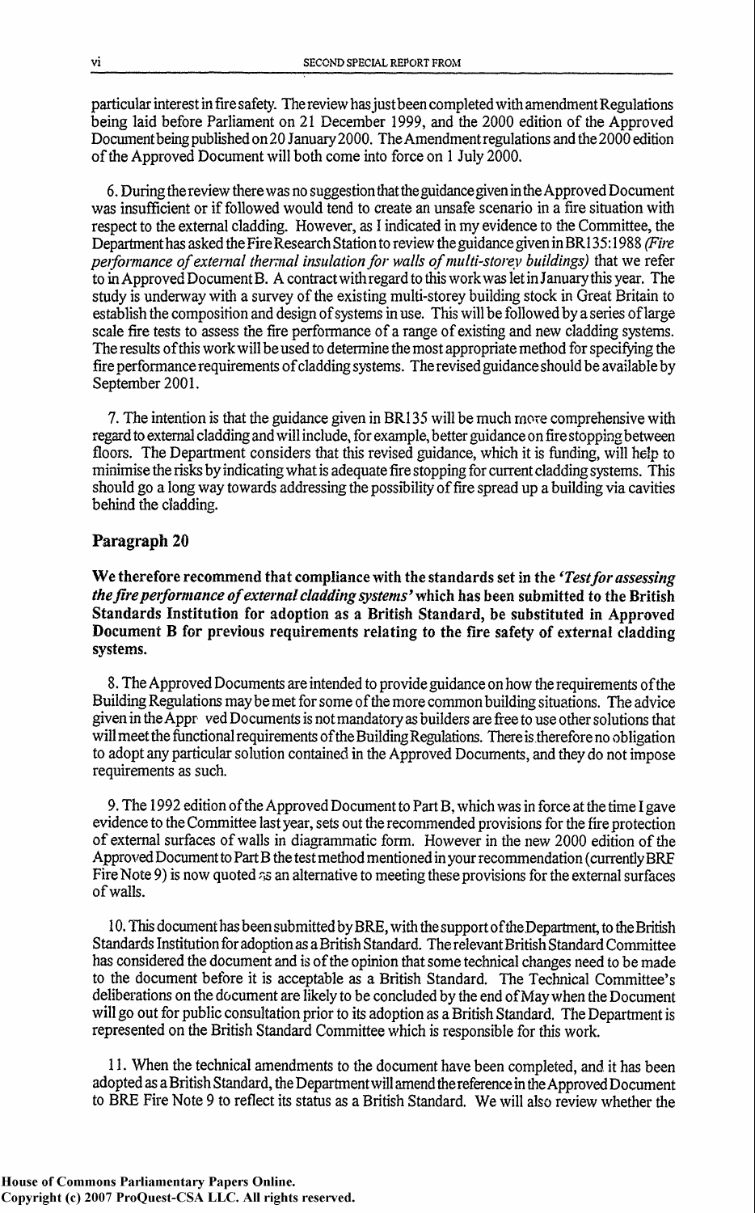particular interest in fire safety. The review has just been completed with amendment Regulations being laid before Parliament on 21 December 1999, and the 2000 edition of the Approved Document being published on 20 January 2000. The Amendment regulations and the 2000 edition of the Approved Document will both come into force on 1 July 2000.

6. During the review there was no suggestion that the guidance given in the Approved Document was insufficient or if followed would tend to create an unsafe scenario in a fire situation with respect to the external cladding. However, as I indicated in my evidence to the Committee, the Department has asked the Fire Research Station to review the guidance given in BR135:1988 *(Fire performance of external thermal insulation for walls of multi-storey buildings)* that we refer to in Approved Document B. A contract with regard to this work was let in January this year. The study is underway with a survey of the existing multi-storey building stock in Great Britain to establish the composition and design of systems in use. This will be followed by a series of large scale fire tests to assess the fire performance of a range of existing and new cladding systems. The results of this work will be used to determine the most appropriate method for specifying the fire performance requirements of cladding systems. The revised guidance should be available by September 2001.

7. The intention is that the guidance given in BR135 will be much more comprehensive with regard to external cladding and will include, for example, better guidance on fire stopping between floors. The Department considers that this revised guidance, which it is funding, will help to minimise the risks by indicating what is adequate fire stopping for current cladding systems. This should go a long way towards addressing the possibility of fire spread up a building via cavities behind the cladding.

## Paragraph 20

**We therefore recommend that compliance with the standards set in the *'Test for assessing the fire performance of external cladding systems'* which has been submitted to the British Standards Institution for adoption as a British Standard, be substituted in Approved Document B for previous requirements relating to the fire safety of external cladding systems.**

8. The Approved Documents are intended to provide guidance on how the requirements of the Building Regulations may be met for some of the more common building situations. The advice given in the Approved Documents is not mandatory as builders are free to use other solutions that will meet the functional requirements of the Building Regulations. There is therefore no obligation to adopt any particular solution contained in the Approved Documents, and they do not impose requirements as such.

9. The 1992 edition of the Approved Document to Part B, which was in force at the time I gave evidence to the Committee last year, sets out the recommended provisions for the fire protection of external surfaces of walls in diagrammatic form. However in the new 2000 edition of the Approved Document to Part B the test method mentioned in your recommendation (currently BRE Fire Note 9) is now quoted as an alternative to meeting these provisions for the external surfaces of walls.

10. This document has been submitted by BRE, with the support of the Department, to the British Standards Institution for adoption as a British Standard. The relevant British Standard Committee has considered the document and is of the opinion that some technical changes need to be made to the document before it is acceptable as a British Standard. The Technical Committee's deliberations on the document are likely to be concluded by the end of May when the Document will go out for public consultation prior to its adoption as a British Standard. The Department is represented on the British Standard Committee which is responsible for this work.

11. When the technical amendments to the document have been completed, and it has been adopted as a British Standard, the Department will amend the reference in the Approved Document to BRE Fire Note 9 to reflect its status as a British Standard. We will also review whether the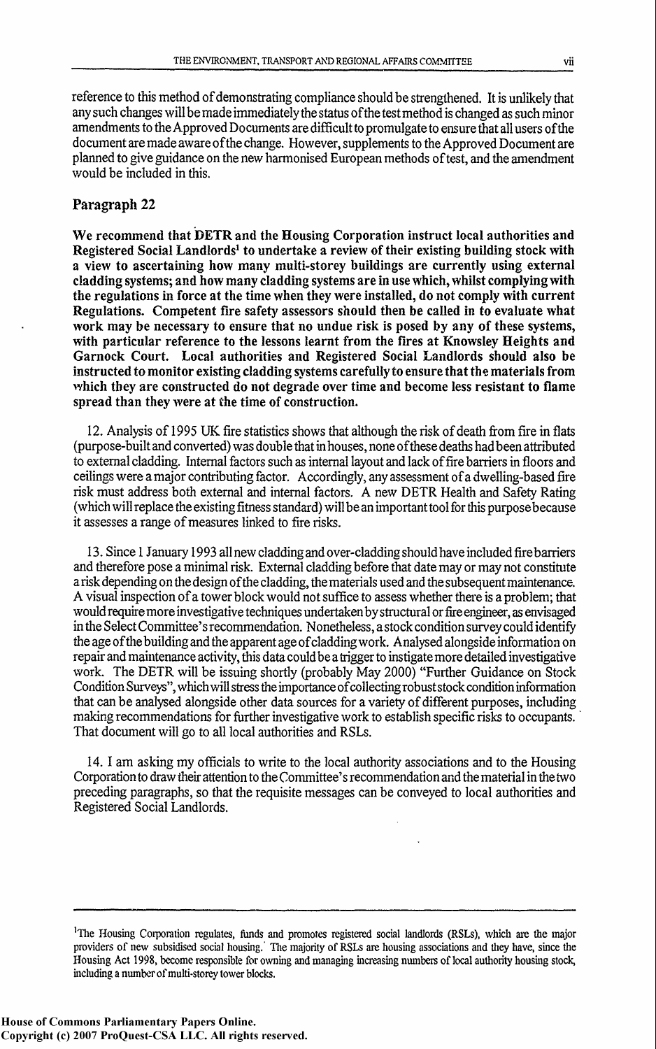reference to this method of demonstrating compliance should be strengthened. It is unlikely that any such changes will be made immediately the status of the test method is changed as such minor amendments to the Approved Documents are difficult to promulgate to ensure that all users of the document are made aware of the change. However, supplements to the Approved Document are planned to give guidance on the new harmonised European methods of test, and the amendment would be included in this.

## Paragraph 22

**We recommend that DETR and the Housing Corporation instruct local authorities and Registered Social Landlords[1] to undertake a review of their existing building stock with a view to ascertaining how many multi-storey buildings are currently using external cladding systems; and how many cladding systems are in use which, whilst complying with the regulations in force at the time when they were installed, do not comply with current Regulations. Competent fire safety assessors should then be called in to evaluate what work may be necessary to ensure that no undue risk is posed by any of these systems, with particular reference to the lessons learnt from the fires at Knowsley Heights and Garnock Court. Local authorities and Registered Social Landlords should also be instructed to monitor existing cladding systems carefully to ensure that the materials from which they are constructed do not degrade over time and become less resistant to flame spread than they were at the time of construction.**

12. Analysis of 1995 UK fire statistics shows that although the risk of death from fire in flats (purpose-built and converted) was double that in houses, none of these deaths had been attributed to external cladding. Internal factors such as internal layout and lack of fire barriers in floors and ceilings were a major contributing factor. Accordingly, any assessment of a dwelling-based fire risk must address both external and internal factors. A new DETR Health and Safety Rating (which will replace the existing fitness standard) will be an important tool for this purpose because it assesses a range of measures linked to fire risks.

13. Since 1 January 1993 all new cladding and over-cladding should have included fire barriers and therefore pose a minimal risk. External cladding before that date may or may not constitute a risk depending on the design of the cladding, the materials used and the subsequent maintenance. A visual inspection of a tower block would not suffice to assess whether there is a problem; that would require more investigative techniques undertaken by structural or fire engineer, as envisaged in the Select Committee's recommendation. Nonetheless, a stock condition survey could identify the age of the building and the apparent age of cladding work. Analysed alongside information on repair and maintenance activity, this data could be a trigger to instigate more detailed investigative work. The DETR will be issuing shortly (probably May 2000) "Further Guidance on Stock Condition Surveys", which will stress the importance of collecting robust stock condition information that can be analysed alongside other data sources for a variety of different purposes, including making recommendations for further investigative work to establish specific risks to occupants. That document will go to all local authorities and RSLs.

14. I am asking my officials to write to the local authority associations and to the Housing Corporation to draw their attention to the Committee's recommendation and the material in the two preceding paragraphs, so that the requisite messages can be conveyed to local authorities and Registered Social Landlords.

---

[1] The Housing Corporation regulates, funds and promotes registered social landlords (RSLs), which are the major providers of new subsidised social housing. The majority of RSLs are housing associations and they have, since the Housing Act 1998, become responsible for owning and managing increasing numbers of local authority housing stock, including a number of multi-storey tower blocks.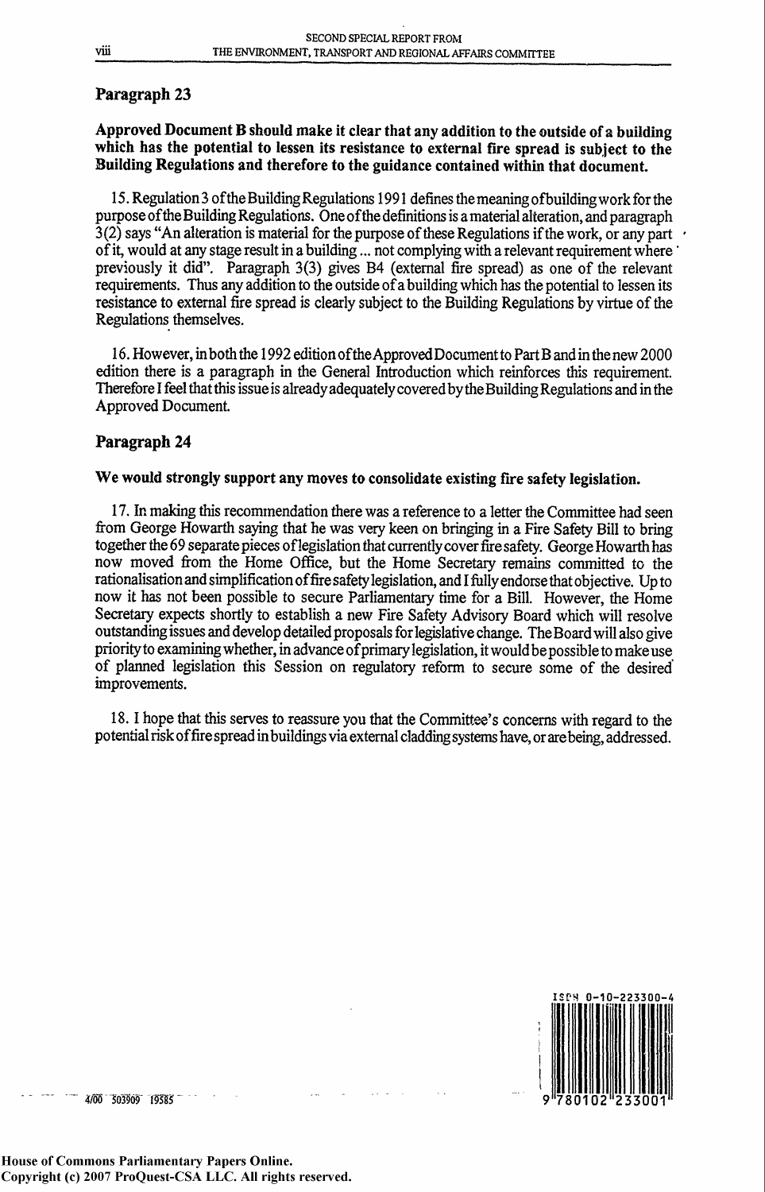## Paragraph 23

**Approved Document B should make it clear that any addition to the outside of a building which has the potential to lessen its resistance to external fire spread is subject to the Building Regulations and therefore to the guidance contained within that document.**

15. Regulation 3 of the Building Regulations 1991 defines the meaning of building work for the purpose of the Building Regulations. One of the definitions is a material alteration, and paragraph 3(2) says "An alteration is material for the purpose of these Regulations if the work, or any part of it, would at any stage result in a building ... not complying with a relevant requirement where previously it did". Paragraph 3(3) gives B4 (external fire spread) as one of the relevant requirements. Thus any addition to the outside of a building which has the potential to lessen its resistance to external fire spread is clearly subject to the Building Regulations by virtue of the Regulations themselves.

16. However, in both the 1992 edition of the Approved Document to Part B and in the new 2000 edition there is a paragraph in the General Introduction which reinforces this requirement. Therefore I feel that this issue is already adequately covered by the Building Regulations and in the Approved Document.

## Paragraph 24

**We would strongly support any moves to consolidate existing fire safety legislation.**

17. In making this recommendation there was a reference to a letter the Committee had seen from George Howarth saying that he was very keen on bringing in a Fire Safety Bill to bring together the 69 separate pieces of legislation that currently cover fire safety. George Howarth has now moved from the Home Office, but the Home Secretary remains committed to the rationalisation and simplification of fire safety legislation, and I fully endorse that objective. Up to now it has not been possible to secure Parliamentary time for a Bill. However, the Home Secretary expects shortly to establish a new Fire Safety Advisory Board which will resolve outstanding issues and develop detailed proposals for legislative change. The Board will also give priority to examining whether, in advance of primary legislation, it would be possible to make use of planned legislation this Session on regulatory reform to secure some of the desired improvements.

18. I hope that this serves to reassure you that the Committee's concerns with regard to the potential risk of fire spread in buildings via external cladding systems have, or are being, addressed.

ISBN 0-10-223300-4

4/00 503909 19585